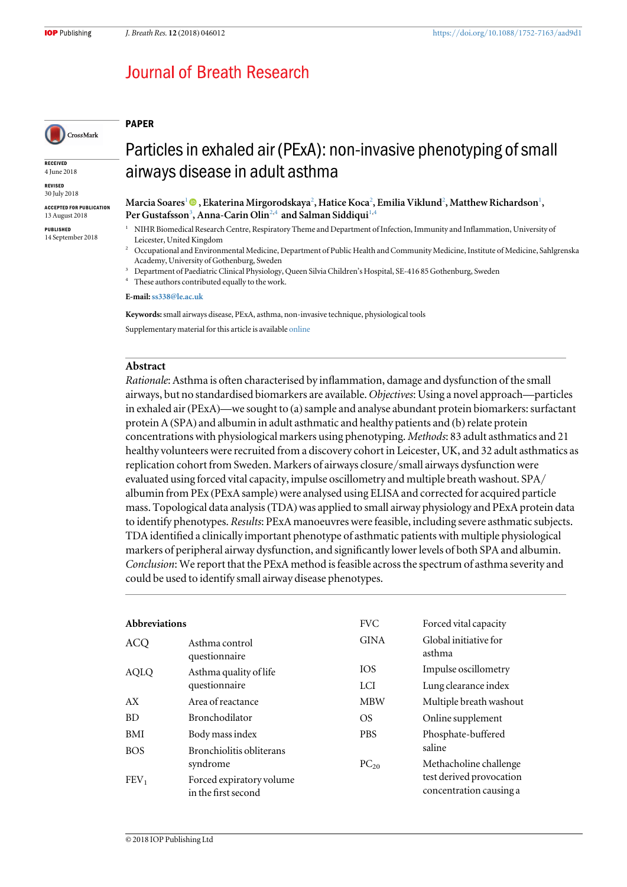PAPER

# Particles in exhaled air (PExA): non-invasive phenotyping of small airways disease in adult asthma

**Marcia Soares**[1], **Ekaterina Mirgorodskaya**[2], **Hatice Koca**[2], **Emilia Viklund**[2], **Matthew Richardson**[1], **Per Gustafsson**[3], **Anna-Carin Olin**[2,4] and **Salman Siddiqui**[1,4]

[1] NIHR Biomedical Research Centre, Respiratory Theme and Department of Infection, Immunity and Inflammation, University of Leicester, United Kingdom

[2] Occupational and Environmental Medicine, Department of Public Health and Community Medicine, Institute of Medicine, Sahlgrenska Academy, University of Gothenburg, Sweden

[3] Department of Paediatric Clinical Physiology, Queen Silvia Children's Hospital, SE-416 85 Gothenburg, Sweden

[4] These authors contributed equally to the work.

**E-mail:** ss338@le.ac.uk

**Keywords:** small airways disease, PExA, asthma, non-invasive technique, physiological tools

Supplementary material for this article is available online

RECEIVED
4 June 2018

REVISED
30 July 2018

ACCEPTED FOR PUBLICATION
13 August 2018

PUBLISHED
14 September 2018

## Abstract

*Rationale*: Asthma is often characterised by inflammation, damage and dysfunction of the small airways, but no standardised biomarkers are available. *Objectives*: Using a novel approach—particles in exhaled air (PExA)—we sought to (a) sample and analyse abundant protein biomarkers: surfactant protein A (SPA) and albumin in adult asthmatic and healthy patients and (b) relate protein concentrations with physiological markers using phenotyping. *Methods*: 83 adult asthmatics and 21 healthy volunteers were recruited from a discovery cohort in Leicester, UK, and 32 adult asthmatics as replication cohort from Sweden. Markers of airways closure/small airways dysfunction were evaluated using forced vital capacity, impulse oscillometry and multiple breath washout. SPA/albumin from PEx (PExA sample) were analysed using ELISA and corrected for acquired particle mass. Topological data analysis (TDA) was applied to small airway physiology and PExA protein data to identify phenotypes. *Results*: PExA manoeuvres were feasible, including severe asthmatic subjects. TDA identified a clinically important phenotype of asthmatic patients with multiple physiological markers of peripheral airway dysfunction, and significantly lower levels of both SPA and albumin. *Conclusion*: We report that the PExA method is feasible across the spectrum of asthma severity and could be used to identify small airway disease phenotypes.

## Abbreviations

| | |
|---|---|
| ACQ | Asthma control questionnaire |
| AQLQ | Asthma quality of life questionnaire |
| AX | Area of reactance |
| BD | Bronchodilator |
| BMI | Body mass index |
| BOS | Bronchiolitis obliterans syndrome |
| $FEV_1$ | Forced expiratory volume in the first second |
| FVC | Forced vital capacity |
| GINA | Global initiative for asthma |
| IOS | Impulse oscillometry |
| LCI | Lung clearance index |
| MBW | Multiple breath washout |
| OS | Online supplement |
| PBS | Phosphate-buffered saline |
| $PC_{20}$ | Methacholine challenge test derived provocation concentration causing a |

© 2018 IOP Publishing Ltd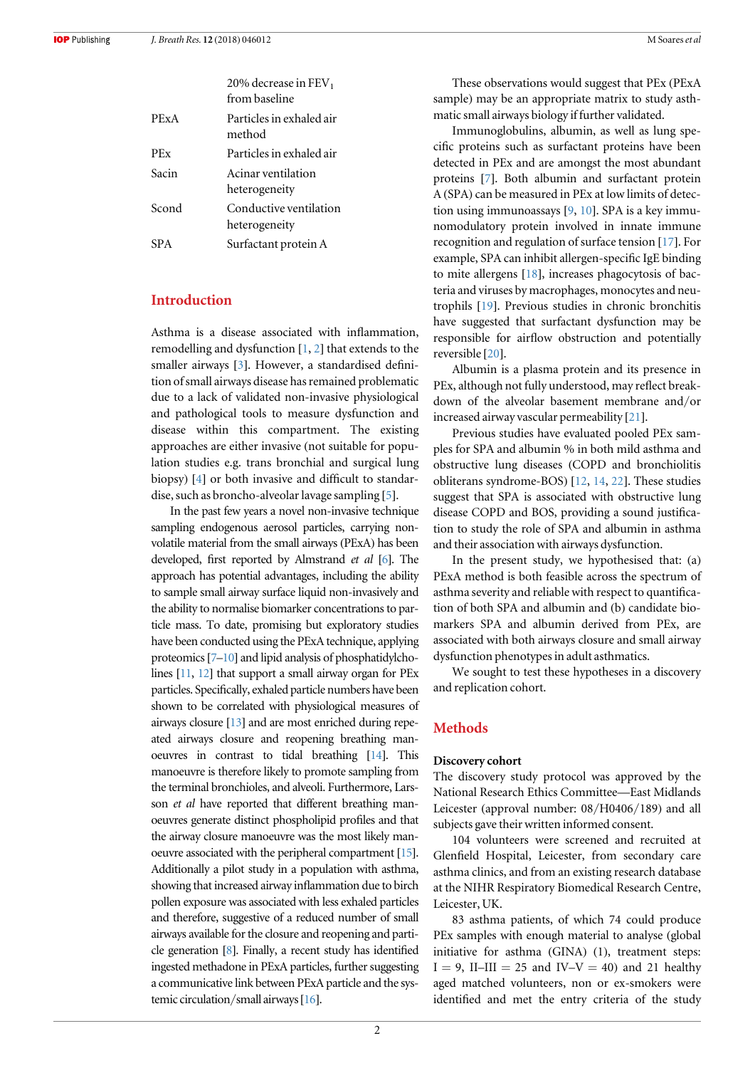| | |
|---|---|
| | 20% decrease in $FEV_1$ from baseline |
| PExA | Particles in exhaled air method |
| PEx | Particles in exhaled air |
| Sacin | Acinar ventilation heterogeneity |
| Scond | Conductive ventilation heterogeneity |
| SPA | Surfactant protein A |

## Introduction

Asthma is a disease associated with inflammation, remodelling and dysfunction [1, 2] that extends to the smaller airways [3]. However, a standardised definition of small airways disease has remained problematic due to a lack of validated non-invasive physiological and pathological tools to measure dysfunction and disease within this compartment. The existing approaches are either invasive (not suitable for population studies e.g. trans bronchial and surgical lung biopsy) [4] or both invasive and difficult to standardise, such as broncho-alveolar lavage sampling [5].

In the past few years a novel non-invasive technique sampling endogenous aerosol particles, carrying non-volatile material from the small airways (PExA) has been developed, first reported by Almstrand *et al* [6]. The approach has potential advantages, including the ability to sample small airway surface liquid non-invasively and the ability to normalise biomarker concentrations to particle mass. To date, promising but exploratory studies have been conducted using the PExA technique, applying proteomics [7–10] and lipid analysis of phosphatidylcholines [11, 12] that support a small airway organ for PEx particles. Specifically, exhaled particle numbers have been shown to be correlated with physiological measures of airways closure [13] and are most enriched during repeated airways closure and reopening breathing manoeuvres in contrast to tidal breathing [14]. This manoeuvre is therefore likely to promote sampling from the terminal bronchioles, and alveoli. Furthermore, Larsson *et al* have reported that different breathing manoeuvres generate distinct phospholipid profiles and that the airway closure manoeuvre was the most likely manoeuvre associated with the peripheral compartment [15]. Additionally a pilot study in a population with asthma, showing that increased airway inflammation due to birch pollen exposure was associated with less exhaled particles and therefore, suggestive of a reduced number of small airways available for the closure and reopening and particle generation [8]. Finally, a recent study has identified ingested methadone in PExA particles, further suggesting a communicative link between PExA particle and the systemic circulation/small airways [16].

These observations would suggest that PEx (PExA sample) may be an appropriate matrix to study asthmatic small airways biology if further validated.

Immunoglobulins, albumin, as well as lung specific proteins such as surfactant proteins have been detected in PEx and are amongst the most abundant proteins [7]. Both albumin and surfactant protein A (SPA) can be measured in PEx at low limits of detection using immunoassays [9, 10]. SPA is a key immunomodulatory protein involved in innate immune recognition and regulation of surface tension [17]. For example, SPA can inhibit allergen-specific IgE binding to mite allergens [18], increases phagocytosis of bacteria and viruses by macrophages, monocytes and neutrophils [19]. Previous studies in chronic bronchitis have suggested that surfactant dysfunction may be responsible for airflow obstruction and potentially reversible [20].

Albumin is a plasma protein and its presence in PEx, although not fully understood, may reflect breakdown of the alveolar basement membrane and/or increased airway vascular permeability [21].

Previous studies have evaluated pooled PEx samples for SPA and albumin % in both mild asthma and obstructive lung diseases (COPD and bronchiolitis obliterans syndrome-BOS) [12, 14, 22]. These studies suggest that SPA is associated with obstructive lung disease COPD and BOS, providing a sound justification to study the role of SPA and albumin in asthma and their association with airways dysfunction.

In the present study, we hypothesised that: (a) PExA method is both feasible across the spectrum of asthma severity and reliable with respect to quantification of both SPA and albumin and (b) candidate biomarkers SPA and albumin derived from PEx, are associated with both airways closure and small airway dysfunction phenotypes in adult asthmatics.

We sought to test these hypotheses in a discovery and replication cohort.

## Methods

### Discovery cohort

The discovery study protocol was approved by the National Research Ethics Committee—East Midlands Leicester (approval number: 08/H0406/189) and all subjects gave their written informed consent.

104 volunteers were screened and recruited at Glenfield Hospital, Leicester, from secondary care asthma clinics, and from an existing research database at the NIHR Respiratory Biomedical Research Centre, Leicester, UK.

83 asthma patients, of which 74 could produce PEx samples with enough material to analyse (global initiative for asthma (GINA) (1), treatment steps: I = 9, II–III = 25 and IV–V = 40) and 21 healthy aged matched volunteers, non or ex-smokers were identified and met the entry criteria of the study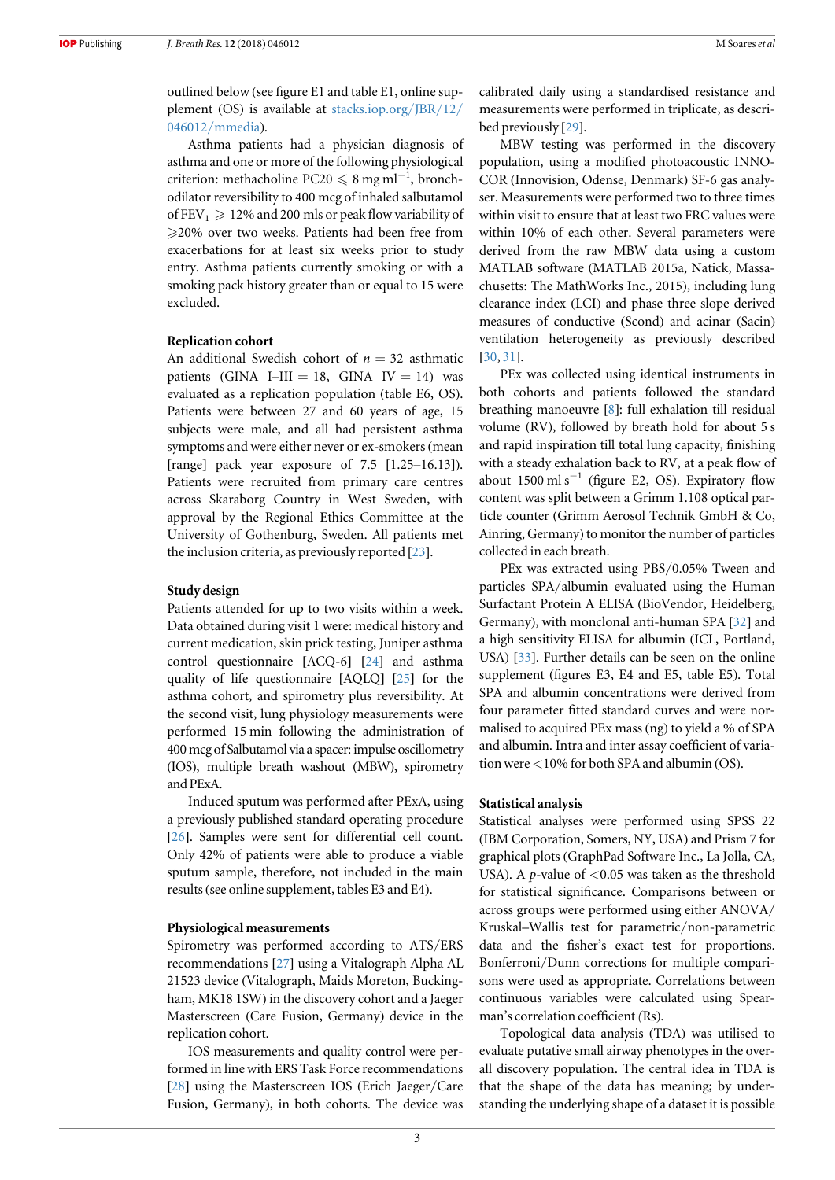outlined below (see figure E1 and table E1, online supplement (OS) is available at stacks.iop.org/JBR/12/046012/mmedia).

Asthma patients had a physician diagnosis of asthma and one or more of the following physiological criterion: methacholine PC20 $\leqslant$ 8 mg ml$^{-1}$, bronchodilator reversibility to 400 mcg of inhaled salbutamol of FEV$_1$ $\geqslant$ 12% and 200 mls or peak flow variability of $\geqslant$20% over two weeks. Patients had been free from exacerbations for at least six weeks prior to study entry. Asthma patients currently smoking or with a smoking pack history greater than or equal to 15 were excluded.

### Replication cohort

An additional Swedish cohort of $n = 32$ asthmatic patients (GINA I–III = 18, GINA IV = 14) was evaluated as a replication population (table E6, OS). Patients were between 27 and 60 years of age, 15 subjects were male, and all had persistent asthma symptoms and were either never or ex-smokers (mean [range] pack year exposure of 7.5 [1.25–16.13]). Patients were recruited from primary care centres across Skaraborg Country in West Sweden, with approval by the Regional Ethics Committee at the University of Gothenburg, Sweden. All patients met the inclusion criteria, as previously reported [23].

### Study design

Patients attended for up to two visits within a week. Data obtained during visit 1 were: medical history and current medication, skin prick testing, Juniper asthma control questionnaire [ACQ-6] [24] and asthma quality of life questionnaire [AQLQ] [25] for the asthma cohort, and spirometry plus reversibility. At the second visit, lung physiology measurements were performed 15 min following the administration of 400 mcg of Salbutamol via a spacer: impulse oscillometry (IOS), multiple breath washout (MBW), spirometry and PExA.

Induced sputum was performed after PExA, using a previously published standard operating procedure [26]. Samples were sent for differential cell count. Only 42% of patients were able to produce a viable sputum sample, therefore, not included in the main results (see online supplement, tables E3 and E4).

### Physiological measurements

Spirometry was performed according to ATS/ERS recommendations [27] using a Vitalograph Alpha AL 21523 device (Vitalograph, Maids Moreton, Buckingham, MK18 1SW) in the discovery cohort and a Jaeger Masterscreen (Care Fusion, Germany) device in the replication cohort.

IOS measurements and quality control were performed in line with ERS Task Force recommendations [28] using the Masterscreen IOS (Erich Jaeger/Care Fusion, Germany), in both cohorts. The device was calibrated daily using a standardised resistance and measurements were performed in triplicate, as described previously [29].

MBW testing was performed in the discovery population, using a modified photoacoustic INNOCOR (Innovision, Odense, Denmark) SF-6 gas analyser. Measurements were performed two to three times within visit to ensure that at least two FRC values were within 10% of each other. Several parameters were derived from the raw MBW data using a custom MATLAB software (MATLAB 2015a, Natick, Massachusetts: The MathWorks Inc., 2015), including lung clearance index (LCI) and phase three slope derived measures of conductive (Scond) and acinar (Sacin) ventilation heterogeneity as previously described [30, 31].

PEx was collected using identical instruments in both cohorts and patients followed the standard breathing manoeuvre [8]: full exhalation till residual volume (RV), followed by breath hold for about 5 s and rapid inspiration till total lung capacity, finishing with a steady exhalation back to RV, at a peak flow of about 1500 ml s$^{-1}$ (figure E2, OS). Expiratory flow content was split between a Grimm 1.108 optical particle counter (Grimm Aerosol Technik GmbH & Co, Ainring, Germany) to monitor the number of particles collected in each breath.

PEx was extracted using PBS/0.05% Tween and particles SPA/albumin evaluated using the Human Surfactant Protein A ELISA (BioVendor, Heidelberg, Germany), with monclonal anti-human SPA [32] and a high sensitivity ELISA for albumin (ICL, Portland, USA) [33]. Further details can be seen on the online supplement (figures E3, E4 and E5, table E5). Total SPA and albumin concentrations were derived from four parameter fitted standard curves and were normalised to acquired PEx mass (ng) to yield a % of SPA and albumin. Intra and inter assay coefficient of variation were <10% for both SPA and albumin (OS).

### Statistical analysis

Statistical analyses were performed using SPSS 22 (IBM Corporation, Somers, NY, USA) and Prism 7 for graphical plots (GraphPad Software Inc., La Jolla, CA, USA). A $p$-value of $<0.05$ was taken as the threshold for statistical significance. Comparisons between or across groups were performed using either ANOVA/Kruskal–Wallis test for parametric/non-parametric data and the fisher's exact test for proportions. Bonferroni/Dunn corrections for multiple comparisons were used as appropriate. Correlations between continuous variables were calculated using Spearman's correlation coefficient (Rs).

Topological data analysis (TDA) was utilised to evaluate putative small airway phenotypes in the overall discovery population. The central idea in TDA is that the shape of the data has meaning; by understanding the underlying shape of a dataset it is possible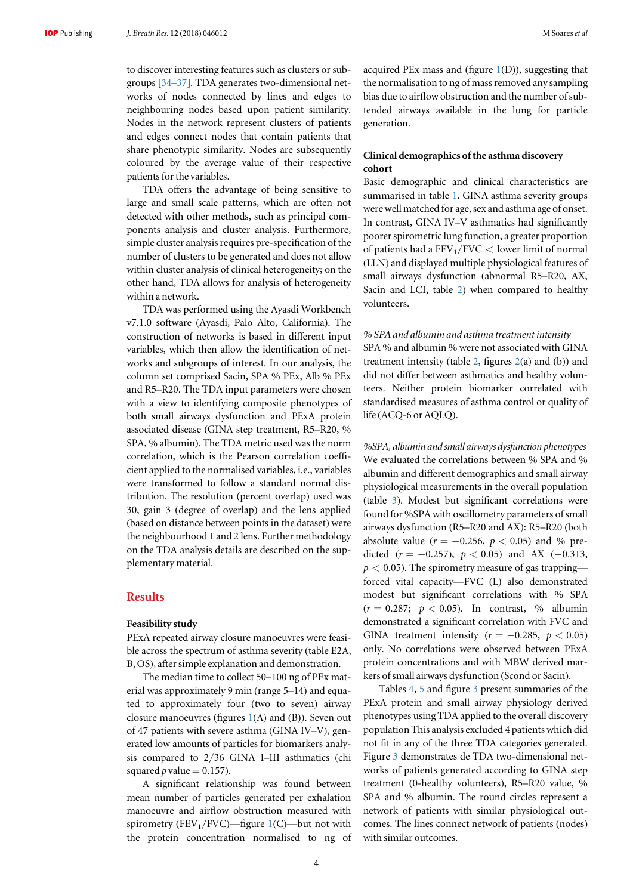to discover interesting features such as clusters or subgroups [34–37]. TDA generates two-dimensional networks of nodes connected by lines and edges to neighbouring nodes based upon patient similarity. Nodes in the network represent clusters of patients and edges connect nodes that contain patients that share phenotypic similarity. Nodes are subsequently coloured by the average value of their respective patients for the variables.

TDA offers the advantage of being sensitive to large and small scale patterns, which are often not detected with other methods, such as principal components analysis and cluster analysis. Furthermore, simple cluster analysis requires pre-specification of the number of clusters to be generated and does not allow within cluster analysis of clinical heterogeneity; on the other hand, TDA allows for analysis of heterogeneity within a network.

TDA was performed using the Ayasdi Workbench v7.1.0 software (Ayasdi, Palo Alto, California). The construction of networks is based in different input variables, which then allow the identification of networks and subgroups of interest. In our analysis, the column set comprised Sacin, SPA % PEx, Alb % PEx and R5–R20. The TDA input parameters were chosen with a view to identifying composite phenotypes of both small airways dysfunction and PExA protein associated disease (GINA step treatment, R5–R20, % SPA, % albumin). The TDA metric used was the norm correlation, which is the Pearson correlation coefficient applied to the normalised variables, i.e., variables were transformed to follow a standard normal distribution. The resolution (percent overlap) used was 30, gain 3 (degree of overlap) and the lens applied (based on distance between points in the dataset) were the neighbourhood 1 and 2 lens. Further methodology on the TDA analysis details are described on the supplementary material.

## Results

### Feasibility study

PExA repeated airway closure manoeuvres were feasible across the spectrum of asthma severity (table E2A, B, OS), after simple explanation and demonstration.

The median time to collect 50–100 ng of PEx material was approximately 9 min (range 5–14) and equated to approximately four (two to seven) airway closure manoeuvres (figures 1(A) and (B)). Seven out of 47 patients with severe asthma (GINA IV–V), generated low amounts of particles for biomarkers analysis compared to 2/36 GINA I–III asthmatics (chi squared $p$ value = 0.157).

A significant relationship was found between mean number of particles generated per exhalation manoeuvre and airflow obstruction measured with spirometry ($FEV_1/FVC$—figure 1(C)—but not with the protein concentration normalised to ng of acquired PEx mass and (figure 1(D)), suggesting that the normalisation to ng of mass removed any sampling bias due to airflow obstruction and the number of subtended airways available in the lung for particle generation.

### Clinical demographics of the asthma discovery cohort

Basic demographic and clinical characteristics are summarised in table 1. GINA asthma severity groups were well matched for age, sex and asthma age of onset. In contrast, GINA IV–V asthmatics had significantly poorer spirometric lung function, a greater proportion of patients had a $FEV_1/FVC <$ lower limit of normal (LLN) and displayed multiple physiological features of small airways dysfunction (abnormal R5–R20, AX, Sacin and LCI, table 2) when compared to healthy volunteers.

#### *% SPA and albumin and asthma treatment intensity*

SPA % and albumin % were not associated with GINA treatment intensity (table 2, figures 2(a) and (b)) and did not differ between asthmatics and healthy volunteers. Neither protein biomarker correlated with standardised measures of asthma control or quality of life (ACQ-6 or AQLQ).

#### *%SPA, albumin and small airways dysfunction phenotypes*

We evaluated the correlations between % SPA and % albumin and different demographics and small airway physiological measurements in the overall population (table 3). Modest but significant correlations were found for %SPA with oscillometry parameters of small airways dysfunction (R5–R20 and AX): R5–R20 (both absolute value ($r = -0.256$, $p < 0.05$) and % predicted ($r = -0.257$), $p < 0.05$) and AX ($-0.313$, $p < 0.05$). The spirometry measure of gas trapping—forced vital capacity—FVC (L) also demonstrated modest but significant correlations with % SPA ($r = 0.287$; $p < 0.05$). In contrast, % albumin demonstrated a significant correlation with FVC and GINA treatment intensity ($r = -0.285$, $p < 0.05$) only. No correlations were observed between PExA protein concentrations and with MBW derived markers of small airways dysfunction (Scond or Sacin).

Tables 4, 5 and figure 3 present summaries of the PExA protein and small airway physiology derived phenotypes using TDA applied to the overall discovery population This analysis excluded 4 patients which did not fit in any of the three TDA categories generated. Figure 3 demonstrates de TDA two-dimensional networks of patients generated according to GINA step treatment (0-healthy volunteers), R5–R20 value, % SPA and % albumin. The round circles represent a network of patients with similar physiological outcomes. The lines connect network of patients (nodes) with similar outcomes.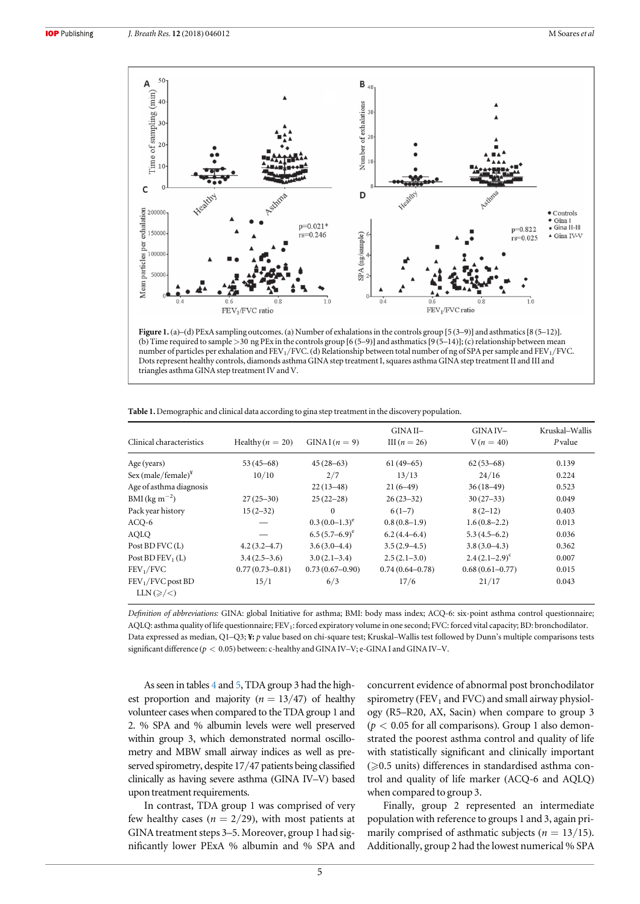**Figure 1.** (a)–(d) PExA sampling outcomes. (a) Number of exhalations in the controls group [5 (3–9)] and asthmatics [8 (5–12)]. (b) Time required to sample >30 ng PEx in the controls group [6 (5–9)] and asthmatics [9 (5–14)]; (c) relationship between mean number of particles per exhalation and $FEV_1$/FVC. (d) Relationship between total number of ng of SPA per sample and $FEV_1$/FVC. Dots represent healthy controls, diamonds asthma GINA step treatment I, squares asthma GINA step treatment II and III and triangles asthma GINA step treatment IV and V.

**Table 1.** Demographic and clinical data according to gina step treatment in the discovery population.

| Clinical characteristics | Healthy ($n = 20$) | GINA I ($n = 9$) | GINA II–III ($n = 26$) | GINA IV–V ($n = 40$) | Kruskal–Wallis P value |
|---|---|---|---|---|---|
| Age (years) | 53 (45–68) | 45 (28–63) | 61 (49–65) | 62 (53–68) | 0.139 |
| Sex (male/female)[¥] | 10/10 | 2/7 | 13/13 | 24/16 | 0.224 |
| Age of asthma diagnosis | | 22 (13–48) | 21 (6–49) | 36 (18–49) | 0.523 |
| BMI (kg $m^{-2}$) | 27 (25–30) | 25 (22–28) | 26 (23–32) | 30 (27–33) | 0.049 |
| Pack year history | 15 (2–32) | 0 | 6 (1–7) | 8 (2–12) | 0.403 |
| ACQ-6 | — | 0.3 (0.0–1.3)[e] | 0.8 (0.8–1.9) | 1.6 (0.8–2.2) | 0.013 |
| AQLQ | — | 6.5 (5.7–6.9)[e] | 6.2 (4.4–6.4) | 5.3 (4.5–6.2) | 0.036 |
| Post BD FVC (L) | 4.2 (3.2–4.7) | 3.6 (3.0–4.4) | 3.5 (2.9–4.5) | 3.8 (3.0–4.3) | 0.362 |
| Post BD $FEV_1$ (L) | 3.4 (2.5–3.6) | 3.0 (2.1–3.4) | 2.5 (2.1–3.0) | 2.4 (2.1–2.9)[c] | 0.007 |
| $FEV_1$/FVC | 0.77 (0.73–0.81) | 0.73 (0.67–0.90) | 0.74 (0.64–0.78) | 0.68 (0.61–0.77) | 0.015 |
| $FEV_1$/FVC post BD LLN (≥/<) | 15/1 | 6/3 | 17/6 | 21/17 | 0.043 |

*Definition of abbreviations:* GINA: global Initiative for asthma; BMI: body mass index; ACQ-6: six-point asthma control questionnaire; AQLQ: asthma quality of life questionnaire; $FEV_1$: forced expiratory volume in one second; FVC: forced vital capacity; BD: bronchodilator. Data expressed as median, Q1–Q3; ¥: *p* value based on chi-square test; Kruskal–Wallis test followed by Dunn's multiple comparisons tests significant difference ($p < 0.05$) between: c-healthy and GINA IV–V; e-GINA I and GINA IV–V.

As seen in tables 4 and 5, TDA group 3 had the highest proportion and majority ($n = 13/47$) of healthy volunteer cases when compared to the TDA group 1 and 2. % SPA and % albumin levels were well preserved within group 3, which demonstrated normal oscillometry and MBW small airway indices as well as preserved spirometry, despite 17/47 patients being classified clinically as having severe asthma (GINA IV–V) based upon treatment requirements.

In contrast, TDA group 1 was comprised of very few healthy cases ($n = 2/29$), with most patients at GINA treatment steps 3–5. Moreover, group 1 had significantly lower PExA % albumin and % SPA and concurrent evidence of abnormal post bronchodilator spirometry ($FEV_1$ and FVC) and small airway physiology (R5–R20, AX, Sacin) when compare to group 3 ($p < 0.05$ for all comparisons). Group 1 also demonstrated the poorest asthma control and quality of life with statistically significant and clinically important (≥0.5 units) differences in standardised asthma control and quality of life marker (ACQ-6 and AQLQ) when compared to group 3.

Finally, group 2 represented an intermediate population with reference to groups 1 and 3, again primarily comprised of asthmatic subjects ($n = 13/15$). Additionally, group 2 had the lowest numerical % SPA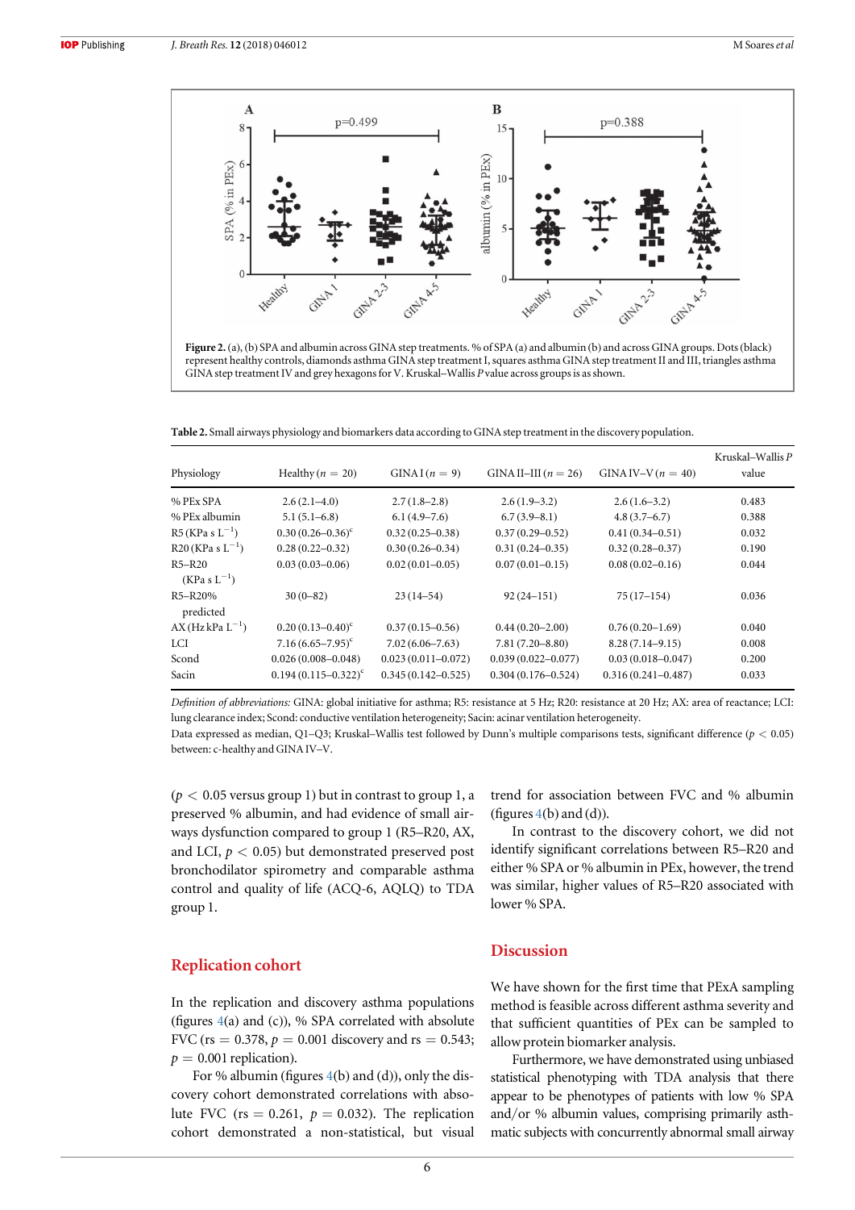**Figure 2.** (a), (b) SPA and albumin across GINA step treatments. % of SPA (a) and albumin (b) and across GINA groups. Dots (black) represent healthy controls, diamonds asthma GINA step treatment I, squares asthma GINA step treatment II and III, triangles asthma GINA step treatment IV and grey hexagons for V. Kruskal–Wallis *P* value across groups is as shown.

**Table 2.** Small airways physiology and biomarkers data according to GINA step treatment in the discovery population.

| Physiology | Healthy ($n = 20$) | GINA I ($n = 9$) | GINA II–III ($n = 26$) | GINA IV–V ($n = 40$) | Kruskal–Wallis *P* value |
|---|---|---|---|---|---|
| % PEx SPA | 2.6 (2.1–4.0) | 2.7 (1.8–2.8) | 2.6 (1.9–3.2) | 2.6 (1.6–3.2) | 0.483 |
| % PEx albumin | 5.1 (5.1–6.8) | 6.1 (4.9–7.6) | 6.7 (3.9–8.1) | 4.8 (3.7–6.7) | 0.388 |
| R5 (KPa s $L^{-1}$) | 0.30 (0.26–0.36)[c] | 0.32 (0.25–0.38) | 0.37 (0.29–0.52) | 0.41 (0.34–0.51) | 0.032 |
| R20 (KPa s $L^{-1}$) | 0.28 (0.22–0.32) | 0.30 (0.26–0.34) | 0.31 (0.24–0.35) | 0.32 (0.28–0.37) | 0.190 |
| R5–R20 (KPa s $L^{-1}$) | 0.03 (0.03–0.06) | 0.02 (0.01–0.05) | 0.07 (0.01–0.15) | 0.08 (0.02–0.16) | 0.044 |
| R5–R20% predicted | 30 (0–82) | 23 (14–54) | 92 (24–151) | 75 (17–154) | 0.036 |
| AX (Hz kPa $L^{-1}$) | 0.20 (0.13–0.40)[c] | 0.37 (0.15–0.56) | 0.44 (0.20–2.00) | 0.76 (0.20–1.69) | 0.040 |
| LCI | 7.16 (6.65–7.95)[c] | 7.02 (6.06–7.63) | 7.81 (7.20–8.80) | 8.28 (7.14–9.15) | 0.008 |
| Scond | 0.026 (0.008–0.048) | 0.023 (0.011–0.072) | 0.039 (0.022–0.077) | 0.03 (0.018–0.047) | 0.200 |
| Sacin | 0.194 (0.115–0.322)[c] | 0.345 (0.142–0.525) | 0.304 (0.176–0.524) | 0.316 (0.241–0.487) | 0.033 |

*Definition of abbreviations:* GINA: global initiative for asthma; R5: resistance at 5 Hz; R20: resistance at 20 Hz; AX: area of reactance; LCI: lung clearance index; Scond: conductive ventilation heterogeneity; Sacin: acinar ventilation heterogeneity.

Data expressed as median, Q1–Q3; Kruskal–Wallis test followed by Dunn's multiple comparisons tests, significant difference ($p < 0.05$) between: c-healthy and GINA IV–V.

($p < 0.05$ versus group 1) but in contrast to group 1, a preserved % albumin, and had evidence of small airways dysfunction compared to group 1 (R5–R20, AX, and LCI, $p < 0.05$) but demonstrated preserved post bronchodilator spirometry and comparable asthma control and quality of life (ACQ-6, AQLQ) to TDA group 1.

## Replication cohort

In the replication and discovery asthma populations (figures 4(a) and (c)), % SPA correlated with absolute FVC ($rs = 0.378$, $p = 0.001$ discovery and $rs = 0.543$; $p = 0.001$ replication).

For % albumin (figures 4(b) and (d)), only the discovery cohort demonstrated correlations with absolute FVC ($rs = 0.261$, $p = 0.032$). The replication cohort demonstrated a non-statistical, but visual trend for association between FVC and % albumin (figures 4(b) and (d)).

In contrast to the discovery cohort, we did not identify significant correlations between R5–R20 and either % SPA or % albumin in PEx, however, the trend was similar, higher values of R5–R20 associated with lower % SPA.

## Discussion

We have shown for the first time that PExA sampling method is feasible across different asthma severity and that sufficient quantities of PEx can be sampled to allow protein biomarker analysis.

Furthermore, we have demonstrated using unbiased statistical phenotyping with TDA analysis that there appear to be phenotypes of patients with low % SPA and/or % albumin values, comprising primarily asthmatic subjects with concurrently abnormal small airway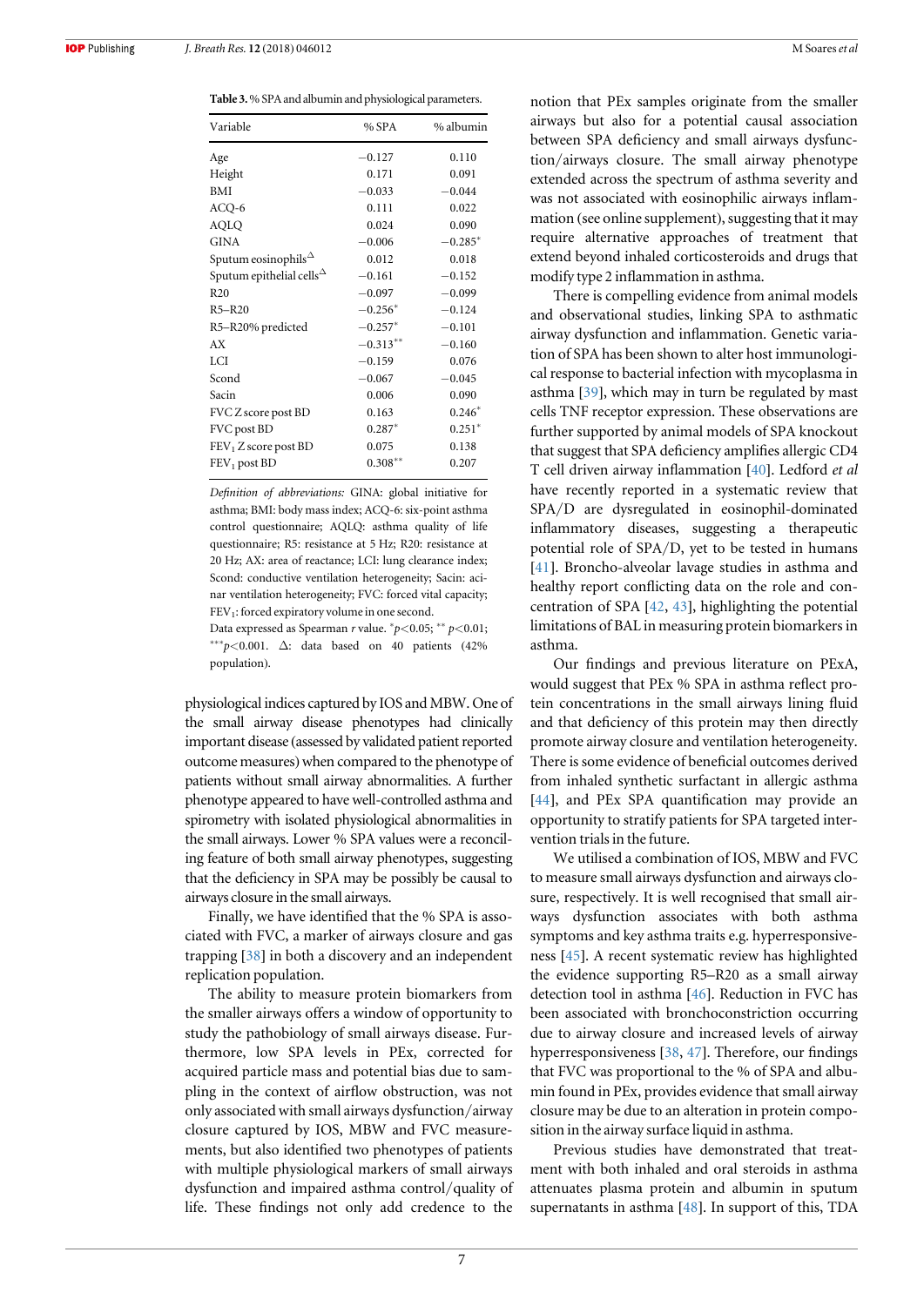**Table 3.** % SPA and albumin and physiological parameters.

| Variable | % SPA | % albumin |
|---|---|---|
| Age | −0.127 | 0.110 |
| Height | 0.171 | 0.091 |
| BMI | −0.033 | −0.044 |
| ACQ-6 | 0.111 | 0.022 |
| AQLQ | 0.024 | 0.090 |
| GINA | −0.006 | −0.285* |
| Sputum eosinophils$^{\Delta}$ | 0.012 | 0.018 |
| Sputum epithelial cells$^{\Delta}$ | −0.161 | −0.152 |
| R20 | −0.097 | −0.099 |
| R5–R20 | −0.256* | −0.124 |
| R5–R20% predicted | −0.257* | −0.101 |
| AX | −0.313** | −0.160 |
| LCI | −0.159 | 0.076 |
| Scond | −0.067 | −0.045 |
| Sacin | 0.006 | 0.090 |
| FVC Z score post BD | 0.163 | 0.246* |
| FVC post BD | 0.287* | 0.251* |
| $FEV_1$ Z score post BD | 0.075 | 0.138 |
| $FEV_1$ post BD | 0.308** | 0.207 |

*Definition of abbreviations:* GINA: global initiative for asthma; BMI: body mass index; ACQ-6: six-point asthma control questionnaire; AQLQ: asthma quality of life questionnaire; R5: resistance at 5 Hz; R20: resistance at 20 Hz; AX: area of reactance; LCI: lung clearance index; Scond: conductive ventilation heterogeneity; Sacin: acinar ventilation heterogeneity; FVC: forced vital capacity; $FEV_1$: forced expiratory volume in one second.

Data expressed as Spearman *r* value. $^{*}p<0.05$; $^{**}p<0.01$; $^{***}p<0.001$. Δ: data based on 40 patients (42% population).

physiological indices captured by IOS and MBW. One of the small airway disease phenotypes had clinically important disease (assessed by validated patient reported outcome measures) when compared to the phenotype of patients without small airway abnormalities. A further phenotype appeared to have well-controlled asthma and spirometry with isolated physiological abnormalities in the small airways. Lower % SPA values were a reconciling feature of both small airway phenotypes, suggesting that the deficiency in SPA may be possibly be causal to airways closure in the small airways.

Finally, we have identified that the % SPA is associated with FVC, a marker of airways closure and gas trapping [38] in both a discovery and an independent replication population.

The ability to measure protein biomarkers from the smaller airways offers a window of opportunity to study the pathobiology of small airways disease. Furthermore, low SPA levels in PEx, corrected for acquired particle mass and potential bias due to sampling in the context of airflow obstruction, was not only associated with small airways dysfunction/airway closure captured by IOS, MBW and FVC measurements, but also identified two phenotypes of patients with multiple physiological markers of small airways dysfunction and impaired asthma control/quality of life. These findings not only add credence to the notion that PEx samples originate from the smaller airways but also for a potential causal association between SPA deficiency and small airways dysfunction/airways closure. The small airway phenotype extended across the spectrum of asthma severity and was not associated with eosinophilic airways inflammation (see online supplement), suggesting that it may require alternative approaches of treatment that extend beyond inhaled corticosteroids and drugs that modify type 2 inflammation in asthma.

There is compelling evidence from animal models and observational studies, linking SPA to asthmatic airway dysfunction and inflammation. Genetic variation of SPA has been shown to alter host immunological response to bacterial infection with mycoplasma in asthma [39], which may in turn be regulated by mast cells TNF receptor expression. These observations are further supported by animal models of SPA knockout that suggest that SPA deficiency amplifies allergic CD4 T cell driven airway inflammation [40]. Ledford *et al* have recently reported in a systematic review that SPA/D are dysregulated in eosinophil-dominated inflammatory diseases, suggesting a therapeutic potential role of SPA/D, yet to be tested in humans [41]. Broncho-alveolar lavage studies in asthma and healthy report conflicting data on the role and concentration of SPA [42, 43], highlighting the potential limitations of BAL in measuring protein biomarkers in asthma.

Our findings and previous literature on PExA, would suggest that PEx % SPA in asthma reflect protein concentrations in the small airways lining fluid and that deficiency of this protein may then directly promote airway closure and ventilation heterogeneity. There is some evidence of beneficial outcomes derived from inhaled synthetic surfactant in allergic asthma [44], and PEx SPA quantification may provide an opportunity to stratify patients for SPA targeted intervention trials in the future.

We utilised a combination of IOS, MBW and FVC to measure small airways dysfunction and airways closure, respectively. It is well recognised that small airways dysfunction associates with both asthma symptoms and key asthma traits e.g. hyperresponsiveness [45]. A recent systematic review has highlighted the evidence supporting R5–R20 as a small airway detection tool in asthma [46]. Reduction in FVC has been associated with bronchoconstriction occurring due to airway closure and increased levels of airway hyperresponsiveness [38, 47]. Therefore, our findings that FVC was proportional to the % of SPA and albumin found in PEx, provides evidence that small airway closure may be due to an alteration in protein composition in the airway surface liquid in asthma.

Previous studies have demonstrated that treatment with both inhaled and oral steroids in asthma attenuates plasma protein and albumin in sputum supernatants in asthma [48]. In support of this, TDA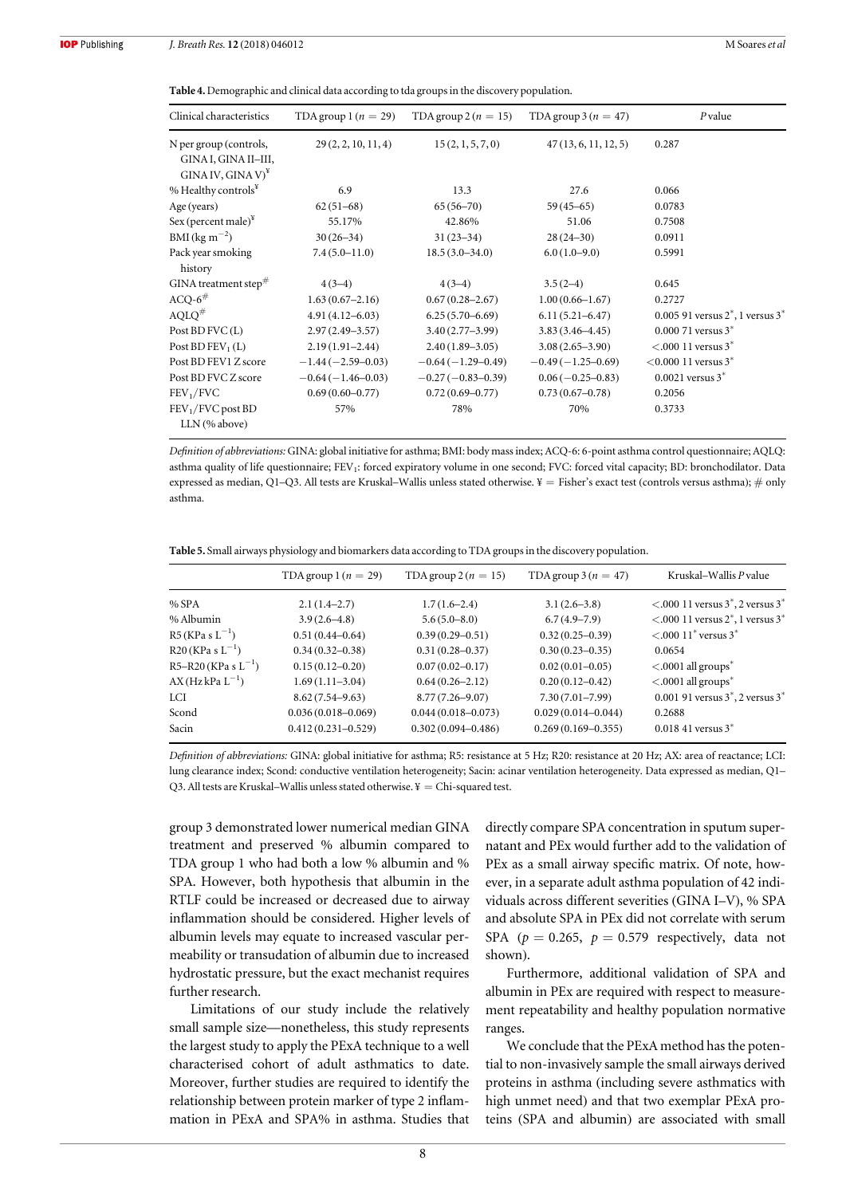**Table 4.** Demographic and clinical data according to tda groups in the discovery population.

| Clinical characteristics | TDA group 1 ($n = 29$) | TDA group 2 ($n = 15$) | TDA group 3 ($n = 47$) | *P* value |
|---|---|---|---|---|
| N per group (controls, GINA I, GINA II–III, GINA IV, GINA V)[¥] | 29 (2, 2, 10, 11, 4) | 15 (2, 1, 5, 7, 0) | 47 (13, 6, 11, 12, 5) | 0.287 |
| % Healthy controls[¥] | 6.9 | 13.3 | 27.6 | 0.066 |
| Age (years) | 62 (51–68) | 65 (56–70) | 59 (45–65) | 0.0783 |
| Sex (percent male)[¥] | 55.17% | 42.86% | 51.06 | 0.7508 |
| BMI (kg $m^{-2}$) | 30 (26–34) | 31 (23–34) | 28 (24–30) | 0.0911 |
| Pack year smoking history | 7.4 (5.0–11.0) | 18.5 (3.0–34.0) | 6.0 (1.0–9.0) | 0.5991 |
| GINA treatment step[#] | 4 (3–4) | 4 (3–4) | 3.5 (2–4) | 0.645 |
| ACQ-6[#] | 1.63 (0.67–2.16) | 0.67 (0.28–2.67) | 1.00 (0.66–1.67) | 0.2727 |
| AQLQ[#] | 4.91 (4.12–6.03) | 6.25 (5.70–6.69) | 6.11 (5.21–6.47) | 0.005 91 versus 2*, 1 versus 3* |
| Post BD FVC (L) | 2.97 (2.49–3.57) | 3.40 (2.77–3.99) | 3.83 (3.46–4.45) | 0.000 71 versus 3* |
| Post BD $FEV_1$ (L) | 2.19 (1.91–2.44) | 2.40 (1.89–3.05) | 3.08 (2.65–3.90) | <.000 11 versus 3* |
| Post BD FEV1 Z score | −1.44 (−2.59–0.03) | −0.64 (−1.29–0.49) | −0.49 (−1.25–0.69) | <0.000 11 versus 3* |
| Post BD FVC Z score | −0.64 (−1.46–0.03) | −0.27 (−0.83–0.39) | 0.06 (−0.25–0.83) | 0.0021 versus 3* |
| $FEV_1$/FVC | 0.69 (0.60–0.77) | 0.72 (0.69–0.77) | 0.73 (0.67–0.78) | 0.2056 |
| $FEV_1$/FVC post BD LLN (% above) | 57% | 78% | 70% | 0.3733 |

*Definition of abbreviations:* GINA: global initiative for asthma; BMI: body mass index; ACQ-6: 6-point asthma control questionnaire; AQLQ: asthma quality of life questionnaire; $FEV_1$: forced expiratory volume in one second; FVC: forced vital capacity; BD: bronchodilator. Data expressed as median, Q1–Q3. All tests are Kruskal–Wallis unless stated otherwise. ¥ = Fisher's exact test (controls versus asthma); # only asthma.

**Table 5.** Small airways physiology and biomarkers data according to TDA groups in the discovery population.

| | TDA group 1 ($n = 29$) | TDA group 2 ($n = 15$) | TDA group 3 ($n = 47$) | Kruskal–Wallis *P* value |
|---|---|---|---|---|
| % SPA | 2.1 (1.4–2.7) | 1.7 (1.6–2.4) | 3.1 (2.6–3.8) | <.000 11 versus 3*, 2 versus 3* |
| % Albumin | 3.9 (2.6–4.8) | 5.6 (5.0–8.0) | 6.7 (4.9–7.9) | <.000 11 versus 2*, 1 versus 3* |
| R5 (KPa s $L^{-1}$) | 0.51 (0.44–0.64) | 0.39 (0.29–0.51) | 0.32 (0.25–0.39) | <.000 11* versus 3* |
| R20 (KPa s $L^{-1}$) | 0.34 (0.32–0.38) | 0.31 (0.28–0.37) | 0.30 (0.23–0.35) | 0.0654 |
| R5–R20 (KPa s $L^{-1}$) | 0.15 (0.12–0.20) | 0.07 (0.02–0.17) | 0.02 (0.01–0.05) | <.0001 all groups* |
| AX (Hz kPa $L^{-1}$) | 1.69 (1.11–3.04) | 0.64 (0.26–2.12) | 0.20 (0.12–0.42) | <.0001 all groups* |
| LCI | 8.62 (7.54–9.63) | 8.77 (7.26–9.07) | 7.30 (7.01–7.99) | 0.001 91 versus 3*, 2 versus 3* |
| Scond | 0.036 (0.018–0.069) | 0.044 (0.018–0.073) | 0.029 (0.014–0.044) | 0.2688 |
| Sacin | 0.412 (0.231–0.529) | 0.302 (0.094–0.486) | 0.269 (0.169–0.355) | 0.018 41 versus 3* |

*Definition of abbreviations:* GINA: global initiative for asthma; R5: resistance at 5 Hz; R20: resistance at 20 Hz; AX: area of reactance; LCI: lung clearance index; Scond: conductive ventilation heterogeneity; Sacin: acinar ventilation heterogeneity. Data expressed as median, Q1–Q3. All tests are Kruskal–Wallis unless stated otherwise. ¥ = Chi-squared test.

group 3 demonstrated lower numerical median GINA treatment and preserved % albumin compared to TDA group 1 who had both a low % albumin and % SPA. However, both hypothesis that albumin in the RTLF could be increased or decreased due to airway inflammation should be considered. Higher levels of albumin levels may equate to increased vascular permeability or transudation of albumin due to increased hydrostatic pressure, but the exact mechanist requires further research.

Limitations of our study include the relatively small sample size—nonetheless, this study represents the largest study to apply the PExA technique to a well characterised cohort of adult asthmatics to date. Moreover, further studies are required to identify the relationship between protein marker of type 2 inflammation in PExA and SPA% in asthma. Studies that directly compare SPA concentration in sputum supernatant and PEx would further add to the validation of PEx as a small airway specific matrix. Of note, however, in a separate adult asthma population of 42 individuals across different severities (GINA I–V), % SPA and absolute SPA in PEx did not correlate with serum SPA ($p = 0.265$, $p = 0.579$ respectively, data not shown).

Furthermore, additional validation of SPA and albumin in PEx are required with respect to measurement repeatability and healthy population normative ranges.

We conclude that the PExA method has the potential to non-invasively sample the small airways derived proteins in asthma (including severe asthmatics with high unmet need) and that two exemplar PExA proteins (SPA and albumin) are associated with small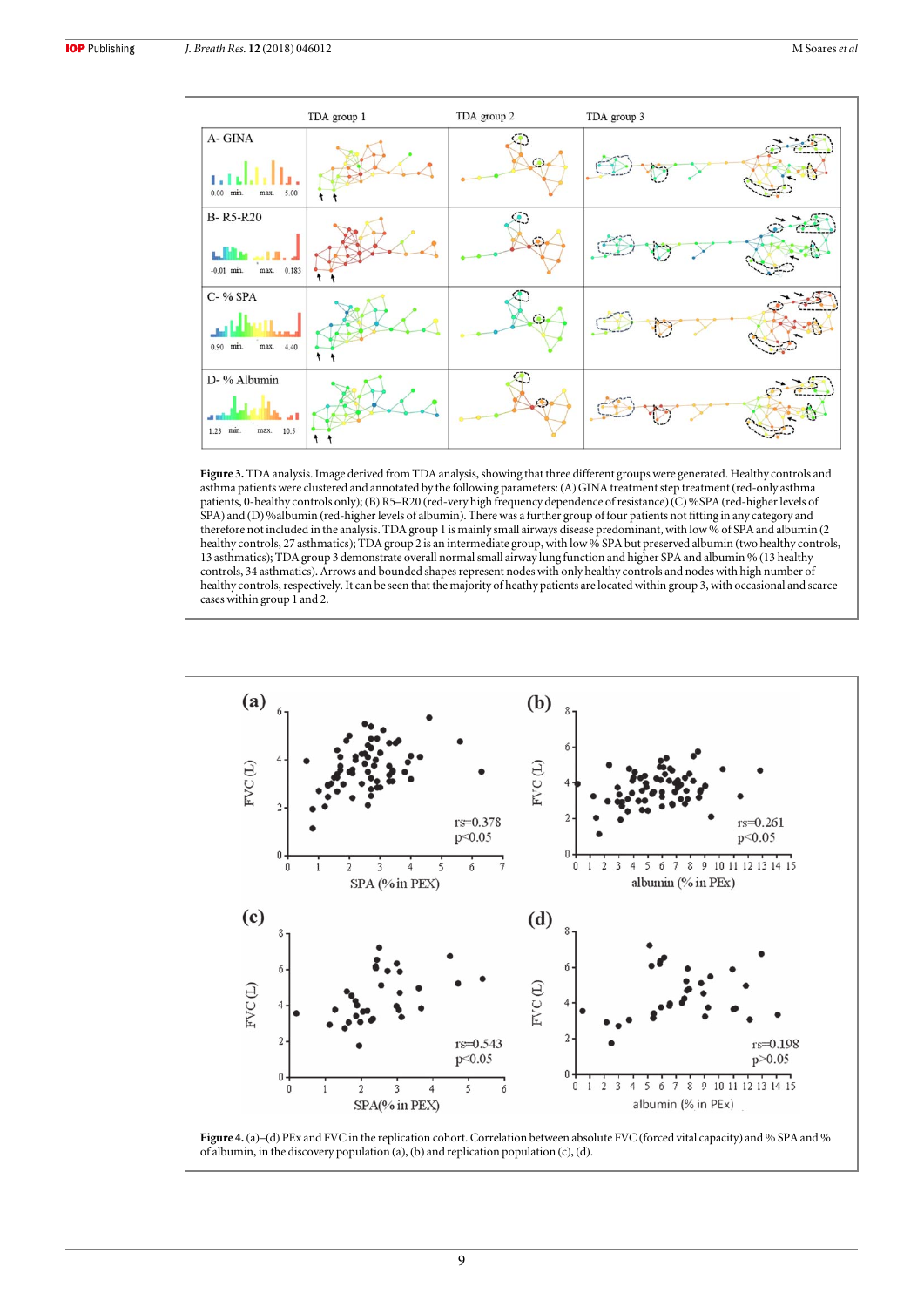**Figure 3.** TDA analysis. Image derived from TDA analysis, showing that three different groups were generated. Healthy controls and asthma patients were clustered and annotated by the following parameters: (A) GINA treatment step treatment (red-only asthma patients, 0-healthy controls only); (B) R5–R20 (red-very high frequency dependence of resistance) (C) %SPA (red-higher levels of SPA) and (D) %albumin (red-higher levels of albumin). There was a further group of four patients not fitting in any category and therefore not included in the analysis. TDA group 1 is mainly small airways disease predominant, with low % of SPA and albumin (2 healthy controls, 27 asthmatics); TDA group 2 is an intermediate group, with low % SPA but preserved albumin (two healthy controls, 13 asthmatics); TDA group 3 demonstrate overall normal small airway lung function and higher SPA and albumin % (13 healthy controls, 34 asthmatics). Arrows and bounded shapes represent nodes with only healthy controls and nodes with high number of healthy controls, respectively. It can be seen that the majority of heathy patients are located within group 3, with occasional and scarce cases within group 1 and 2.

**Figure 4.** (a)–(d) PEx and FVC in the replication cohort. Correlation between absolute FVC (forced vital capacity) and % SPA and % of albumin, in the discovery population (a), (b) and replication population (c), (d).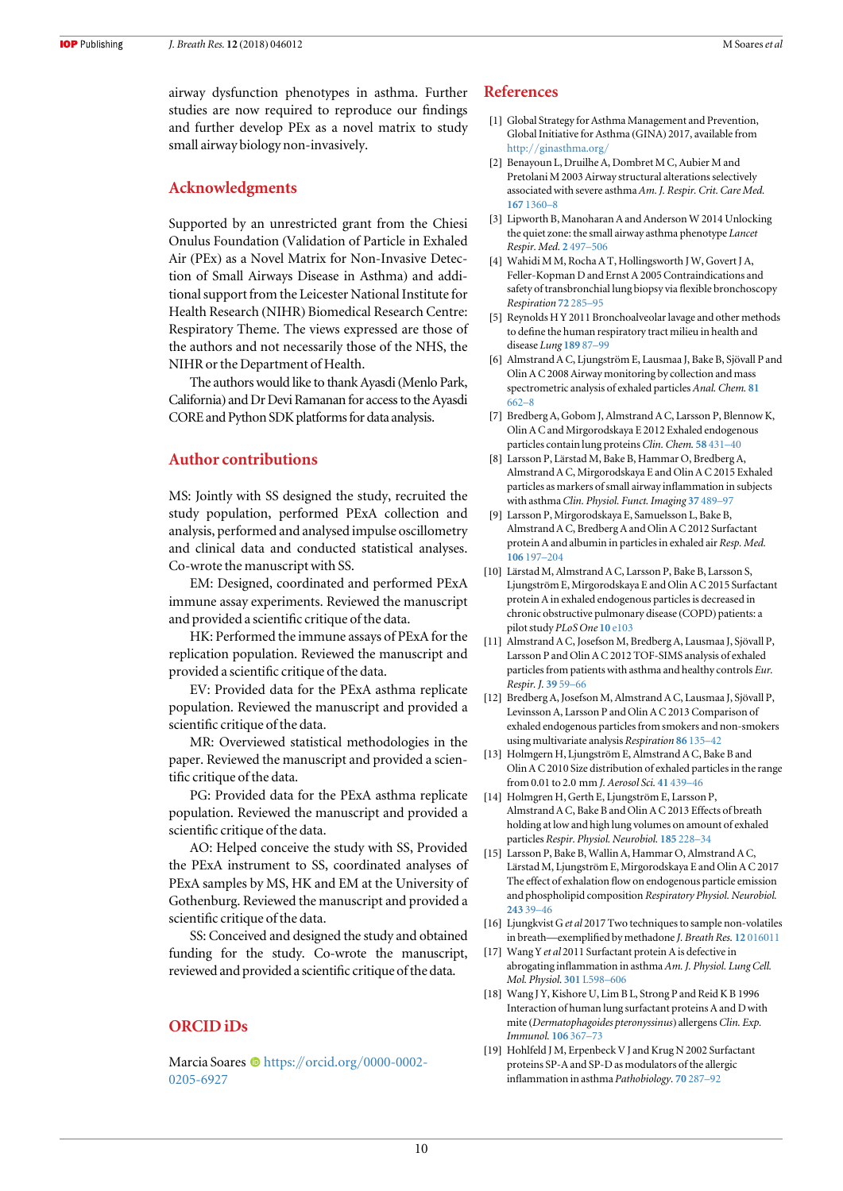airway dysfunction phenotypes in asthma. Further studies are now required to reproduce our findings and further develop PEx as a novel matrix to study small airway biology non-invasively.

## Acknowledgments

Supported by an unrestricted grant from the Chiesi Onulus Foundation (Validation of Particle in Exhaled Air (PEx) as a Novel Matrix for Non-Invasive Detection of Small Airways Disease in Asthma) and additional support from the Leicester National Institute for Health Research (NIHR) Biomedical Research Centre: Respiratory Theme. The views expressed are those of the authors and not necessarily those of the NHS, the NIHR or the Department of Health.

The authors would like to thank Ayasdi (Menlo Park, California) and Dr Devi Ramanan for access to the Ayasdi CORE and Python SDK platforms for data analysis.

## Author contributions

MS: Jointly with SS designed the study, recruited the study population, performed PExA collection and analysis, performed and analysed impulse oscillometry and clinical data and conducted statistical analyses. Co-wrote the manuscript with SS.

EM: Designed, coordinated and performed PExA immune assay experiments. Reviewed the manuscript and provided a scientific critique of the data.

HK: Performed the immune assays of PExA for the replication population. Reviewed the manuscript and provided a scientific critique of the data.

EV: Provided data for the PExA asthma replicate population. Reviewed the manuscript and provided a scientific critique of the data.

MR: Overviewed statistical methodologies in the paper. Reviewed the manuscript and provided a scientific critique of the data.

PG: Provided data for the PExA asthma replicate population. Reviewed the manuscript and provided a scientific critique of the data.

AO: Helped conceive the study with SS, Provided the PExA instrument to SS, coordinated analyses of PExA samples by MS, HK and EM at the University of Gothenburg. Reviewed the manuscript and provided a scientific critique of the data.

SS: Conceived and designed the study and obtained funding for the study. Co-wrote the manuscript, reviewed and provided a scientific critique of the data.

## ORCID iDs

Marcia Soares https://orcid.org/0000-0002-0205-6927

## References

[1] Global Strategy for Asthma Management and Prevention, Global Initiative for Asthma (GINA) 2017, available from http://ginasthma.org/

[2] Benayoun L, Druilhe A, Dombret M C, Aubier M and Pretolani M 2003 Airway structural alterations selectively associated with severe asthma *Am. J. Respir. Crit. Care Med.* **167** 1360–8

[3] Lipworth B, Manoharan A and Anderson W 2014 Unlocking the quiet zone: the small airway asthma phenotype *Lancet Respir. Med.* **2** 497–506

[4] Wahidi M M, Rocha A T, Hollingsworth J W, Govert J A, Feller-Kopman D and Ernst A 2005 Contraindications and safety of transbronchial lung biopsy via flexible bronchoscopy *Respiration* **72** 285–95

[5] Reynolds H Y 2011 Bronchoalveolar lavage and other methods to define the human respiratory tract milieu in health and disease *Lung* **189** 87–99

[6] Almstrand A C, Ljungström E, Lausmaa J, Bake B, Sjövall P and Olin A C 2008 Airway monitoring by collection and mass spectrometric analysis of exhaled particles *Anal. Chem.* **81** 662–8

[7] Bredberg A, Gobom J, Almstrand A C, Larsson P, Blennow K, Olin A C and Mirgorodskaya E 2012 Exhaled endogenous particles contain lung proteins *Clin. Chem.* **58** 431–40

[8] Larsson P, Lärstad M, Bake B, Hammar O, Bredberg A, Almstrand A C, Mirgorodskaya E and Olin A C 2015 Exhaled particles as markers of small airway inflammation in subjects with asthma *Clin. Physiol. Funct. Imaging* **37** 489–97

[9] Larsson P, Mirgorodskaya E, Samuelsson L, Bake B, Almstrand A C, Bredberg A and Olin A C 2012 Surfactant protein A and albumin in particles in exhaled air *Resp. Med.* **106** 197–204

[10] Lärstad M, Almstrand A C, Larsson P, Bake B, Larsson S, Ljungström E, Mirgorodskaya E and Olin A C 2015 Surfactant protein A in exhaled endogenous particles is decreased in chronic obstructive pulmonary disease (COPD) patients: a pilot study *PLoS One* **10** e103

[11] Almstrand A C, Josefson M, Bredberg A, Lausmaa J, Sjövall P, Larsson P and Olin A C 2012 TOF-SIMS analysis of exhaled particles from patients with asthma and healthy controls *Eur. Respir. J.* **39** 59–66

[12] Bredberg A, Josefson M, Almstrand A C, Lausmaa J, Sjövall P, Levinsson A, Larsson P and Olin A C 2013 Comparison of exhaled endogenous particles from smokers and non-smokers using multivariate analysis *Respiration* **86** 135–42

[13] Holmgern H, Ljungström E, Almstrand A C, Bake B and Olin A C 2010 Size distribution of exhaled particles in the range from 0.01 to 2.0 mm *J. Aerosol Sci.* **41** 439–46

[14] Holmgren H, Gerth E, Ljungström E, Larsson P, Almstrand A C, Bake B and Olin A C 2013 Effects of breath holding at low and high lung volumes on amount of exhaled particles *Respir. Physiol. Neurobiol.* **185** 228–34

[15] Larsson P, Bake B, Wallin A, Hammar O, Almstrand A C, Lärstad M, Ljungström E, Mirgorodskaya E and Olin A C 2017 The effect of exhalation flow on endogenous particle emission and phospholipid composition *Respiratory Physiol. Neurobiol.* **243** 39–46

[16] Ljungkvist G *et al* 2017 Two techniques to sample non-volatiles in breath—exemplified by methadone *J. Breath Res.* **12** 016011

[17] Wang Y *et al* 2011 Surfactant protein A is defective in abrogating inflammation in asthma *Am. J. Physiol. Lung Cell. Mol. Physiol.* **301** L598–606

[18] Wang J Y, Kishore U, Lim B L, Strong P and Reid K B 1996 Interaction of human lung surfactant proteins A and D with mite (*Dermatophagoides pteronyssinus*) allergens *Clin. Exp. Immunol.* **106** 367–73

[19] Hohlfeld J M, Erpenbeck V J and Krug N 2002 Surfactant proteins SP-A and SP-D as modulators of the allergic inflammation in asthma *Pathobiology.* **70** 287–92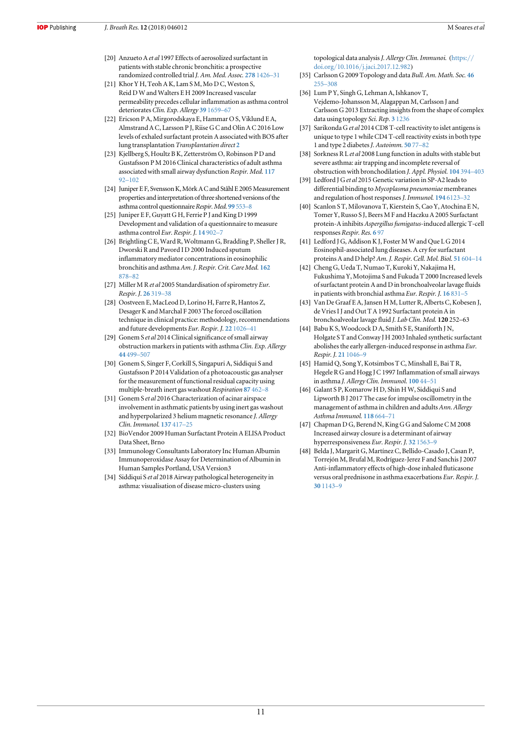[20] Anzueto A *et al* 1997 Effects of aerosolized surfactant in patients with stable chronic bronchitis: a prospective randomized controlled trial *J. Am. Med. Assoc.* **278** 1426–31

[21] Khor Y H, Teoh A K, Lam S M, Mo D C, Weston S, Reid D W and Walters E H 2009 Increased vascular permeability precedes cellular inflammation as asthma control deteriorates *Clin. Exp. Allergy* **39** 1659–67

[22] Ericson P A, Mirgorodskaya E, Hammar O S, Viklund E A, Almstrand A C, Larsson P J, Riise G C and Olin A C 2016 Low levels of exhaled surfactant protein A associated with BOS after lung transplantation *Transplantation direct* **2**

[23] Kjellberg S, Houltz B K, Zetterström O, Robinson P D and Gustafsson P M 2016 Clinical characteristics of adult asthma associated with small airway dysfunction *Respir. Med.* **117** 92–102

[24] Juniper E F, Svensson K, Mörk A C and Ståhl E 2005 Measurement properties and interpretation of three shortened versions of the asthma control questionnaire *Respir. Med.* **99** 553–8

[25] Juniper E F, Guyatt G H, Ferrie P J and King D 1999 Development and validation of a questionnaire to measure asthma control *Eur. Respir. J.* **14** 902–7

[26] Brightling C E, Ward R, Woltmann G, Bradding P, Sheller J R, Dworski R and Pavord I D 2000 Induced sputum inflammatory mediator concentrations in eosinophilic bronchitis and asthma *Am. J. Respir. Crit. Care Med.* **162** 878–82

[27] Miller M R *et al* 2005 Standardisation of spirometry *Eur. Respir. J.* **26** 319–38

[28] Oostveen E, MacLeod D, Lorino H, Farre R, Hantos Z, Desager K and Marchal F 2003 The forced oscillation technique in clinical practice: methodology, recommendations and future developments *Eur. Respir. J.* **22** 1026–41

[29] Gonem S *et al* 2014 Clinical significance of small airway obstruction markers in patients with asthma *Clin. Exp. Allergy* **44** 499–507

[30] Gonem S, Singer F, Corkill S, Singapuri A, Siddiqui S and Gustafsson P 2014 Validation of a photoacoustic gas analyser for the measurement of functional residual capacity using multiple-breath inert gas washout *Respiration* **87** 462–8

[31] Gonem S *et al* 2016 Characterization of acinar airspace involvement in asthmatic patients by using inert gas washout and hyperpolarized 3 helium magnetic resonance *J. Allergy Clin. Immunol.* **137** 417–25

[32] BioVendor 2009 Human Surfactant Protein A ELISA Product Data Sheet, Brno

[33] Immunology Consultants Laboratory Inc Human Albumin Immunoperoxidase Assay for Determination of Albumin in Human Samples Portland, USA Version3

[34] Siddiqui S *et al* 2018 Airway pathological heterogeneity in asthma: visualisation of disease micro-clusters using topological data analysis *J. Allergy Clin. Immunol.* (https://doi.org/10.1016/j.jaci.2017.12.982)

[35] Carlsson G 2009 Topology and data *Bull. Am. Math. Soc.* **46** 255–308

[36] Lum P Y, Singh G, Lehman A, Ishkanov T, Vejdemo-Johansson M, Alagappan M, Carlsson J and Carlsson G 2013 Extracting insights from the shape of complex data using topology *Sci. Rep.* **3** 1236

[37] Sarikonda G *et al* 2014 CD8 T-cell reactivity to islet antigens is unique to type 1 while CD4 T-cell reactivity exists in both type 1 and type 2 diabetes *J. Autoimm.* **50** 77–82

[38] Sorkness R L *et al* 2008 Lung function in adults with stable but severe asthma: air trapping and incomplete reversal of obstruction with bronchodilation *J. Appl. Physiol.* **104** 394–403

[39] Ledford J G *et al* 2015 Genetic variation in SP-A2 leads to differential binding to *Mycoplasma pneumoniae* membranes and regulation of host responses *J. Immunol.* **194** 6123–32

[40] Scanlon S T, Milovanova T, Kierstein S, Cao Y, Atochina E N, Tomer Y, Russo S J, Beers M F and Haczku A 2005 Surfactant protein-A inhibits *Aspergillus fumigatus*-induced allergic T-cell responses *Respir. Res.* **6** 97

[41] Ledford J G, Addison K J, Foster M W and Que L G 2014 Eosinophil-associated lung diseases. A cry for surfactant proteins A and D help? *Am. J. Respir. Cell. Mol. Biol.* **51** 604–14

[42] Cheng G, Ueda T, Numao T, Kuroki Y, Nakajima H, Fukushima Y, Motojima S and Fukuda T 2000 Increased levels of surfactant protein A and D in bronchoalveolar lavage fluids in patients with bronchial asthma *Eur. Respir. J.* **16** 831–5

[43] Van De Graaf E A, Jansen H M, Lutter R, Alberts C, Kobesen J, de Vries I J and Out T A 1992 Surfactant protein A in bronchoalveolar lavage fluid *J. Lab Clin. Med.* **120** 252–63

[44] Babu K S, Woodcock D A, Smith S E, Staniforth J N, Holgate S T and Conway J H 2003 Inhaled synthetic surfactant abolishes the early allergen-induced response in asthma *Eur. Respir. J.* **21** 1046–9

[45] Hamid Q, Song Y, Kotsimbos T C, Minshall E, Bai T R, Hegele R G and Hogg J C 1997 Inflammation of small airways in asthma *J. Allergy Clin. Immunol.* **100** 44–51

[46] Galant S P, Komarow H D, Shin H W, Siddiqui S and Lipworth B J 2017 The case for impulse oscillometry in the management of asthma in children and adults *Ann. Allergy Asthma Immunol.* **118** 664–71

[47] Chapman D G, Berend N, King G G and Salome C M 2008 Increased airway closure is a determinant of airway hyperresponsiveness *Eur. Respir. J.* **32** 1563–9

[48] Belda J, Margarit G, Martínez C, Bellido-Casado J, Casan P, Torrejón M, Brufal M, Rodríguez-Jerez F and Sanchis J 2007 Anti-inflammatory effects of high-dose inhaled fluticasone versus oral prednisone in asthma exacerbations *Eur. Respir. J.* **30** 1143–9